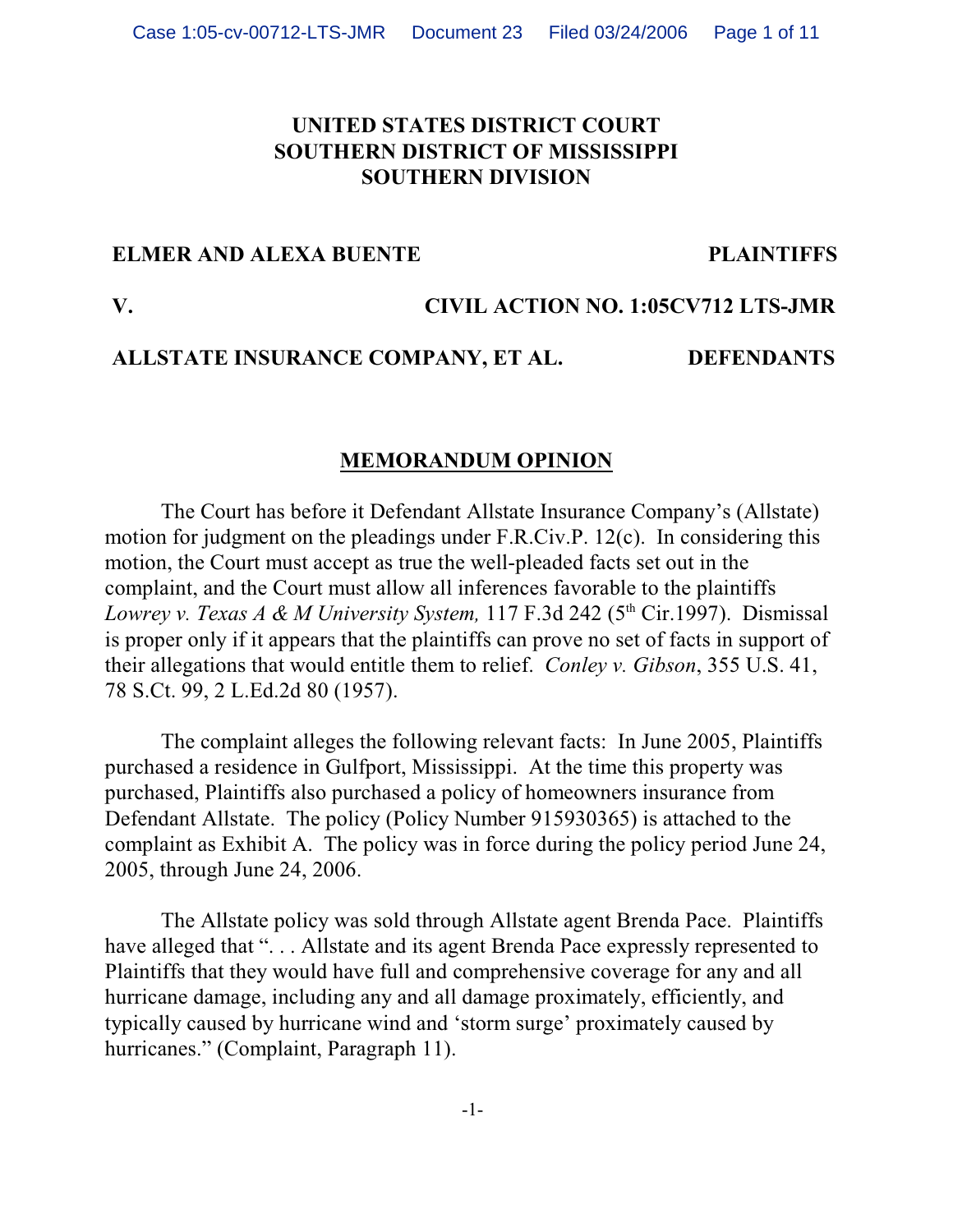**UNITED STATES DISTRICT COURT**
**SOUTHERN DISTRICT OF MISSISSIPPI**
**SOUTHERN DIVISION**

**ELMER AND ALEXA BUENTE** — **PLAINTIFFS**

**V.** — **CIVIL ACTION NO. 1:05CV712 LTS-JMR**

**ALLSTATE INSURANCE COMPANY, ET AL.** — **DEFENDANTS**

## MEMORANDUM OPINION

The Court has before it Defendant Allstate Insurance Company's (Allstate) motion for judgment on the pleadings under F.R.Civ.P. 12(c). In considering this motion, the Court must accept as true the well-pleaded facts set out in the complaint, and the Court must allow all inferences favorable to the plaintiffs *Lowrey v. Texas A & M University System,* 117 F.3d 242 (5th Cir.1997). Dismissal is proper only if it appears that the plaintiffs can prove no set of facts in support of their allegations that would entitle them to relief. *Conley v. Gibson*, 355 U.S. 41, 78 S.Ct. 99, 2 L.Ed.2d 80 (1957).

The complaint alleges the following relevant facts: In June 2005, Plaintiffs purchased a residence in Gulfport, Mississippi. At the time this property was purchased, Plaintiffs also purchased a policy of homeowners insurance from Defendant Allstate. The policy (Policy Number 915930365) is attached to the complaint as Exhibit A. The policy was in force during the policy period June 24, 2005, through June 24, 2006.

The Allstate policy was sold through Allstate agent Brenda Pace. Plaintiffs have alleged that ". . . Allstate and its agent Brenda Pace expressly represented to Plaintiffs that they would have full and comprehensive coverage for any and all hurricane damage, including any and all damage proximately, efficiently, and typically caused by hurricane wind and 'storm surge' proximately caused by hurricanes." (Complaint, Paragraph 11).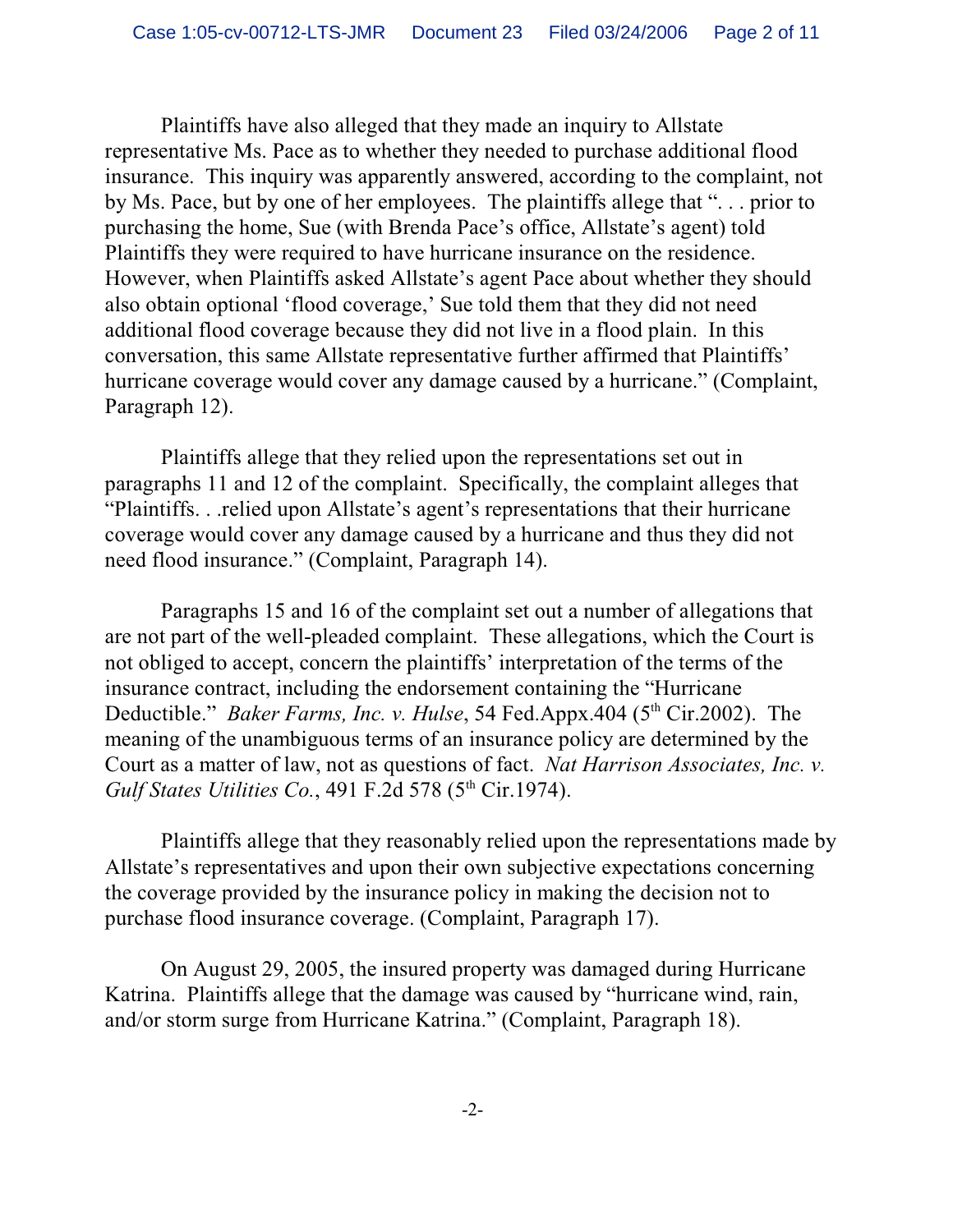Plaintiffs have also alleged that they made an inquiry to Allstate representative Ms. Pace as to whether they needed to purchase additional flood insurance. This inquiry was apparently answered, according to the complaint, not by Ms. Pace, but by one of her employees. The plaintiffs allege that ". . . prior to purchasing the home, Sue (with Brenda Pace's office, Allstate's agent) told Plaintiffs they were required to have hurricane insurance on the residence. However, when Plaintiffs asked Allstate's agent Pace about whether they should also obtain optional 'flood coverage,' Sue told them that they did not need additional flood coverage because they did not live in a flood plain. In this conversation, this same Allstate representative further affirmed that Plaintiffs' hurricane coverage would cover any damage caused by a hurricane." (Complaint, Paragraph 12).

Plaintiffs allege that they relied upon the representations set out in paragraphs 11 and 12 of the complaint. Specifically, the complaint alleges that "Plaintiffs. . .relied upon Allstate's agent's representations that their hurricane coverage would cover any damage caused by a hurricane and thus they did not need flood insurance." (Complaint, Paragraph 14).

Paragraphs 15 and 16 of the complaint set out a number of allegations that are not part of the well-pleaded complaint. These allegations, which the Court is not obliged to accept, concern the plaintiffs' interpretation of the terms of the insurance contract, including the endorsement containing the "Hurricane Deductible." *Baker Farms, Inc. v. Hulse*, 54 Fed.Appx.404 (5th Cir.2002). The meaning of the unambiguous terms of an insurance policy are determined by the Court as a matter of law, not as questions of fact. *Nat Harrison Associates, Inc. v. Gulf States Utilities Co.*, 491 F.2d 578 (5th Cir.1974).

Plaintiffs allege that they reasonably relied upon the representations made by Allstate's representatives and upon their own subjective expectations concerning the coverage provided by the insurance policy in making the decision not to purchase flood insurance coverage. (Complaint, Paragraph 17).

On August 29, 2005, the insured property was damaged during Hurricane Katrina. Plaintiffs allege that the damage was caused by "hurricane wind, rain, and/or storm surge from Hurricane Katrina." (Complaint, Paragraph 18).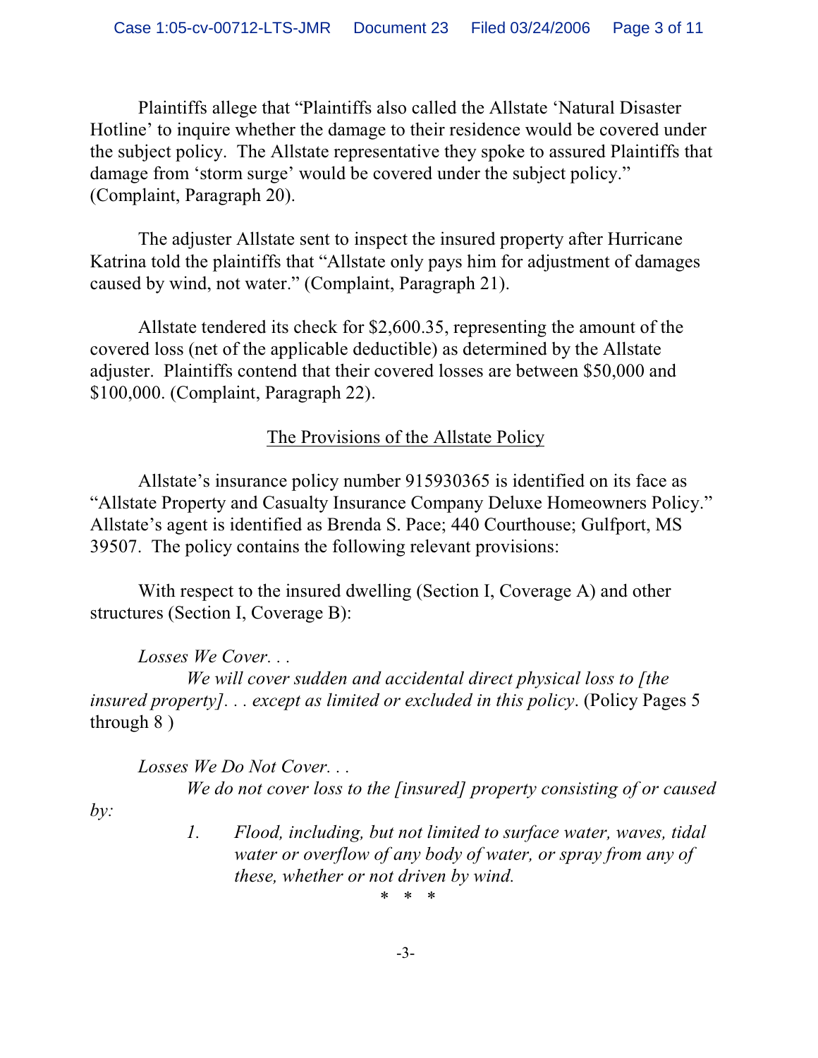Plaintiffs allege that "Plaintiffs also called the Allstate 'Natural Disaster Hotline' to inquire whether the damage to their residence would be covered under the subject policy. The Allstate representative they spoke to assured Plaintiffs that damage from 'storm surge' would be covered under the subject policy." (Complaint, Paragraph 20).

The adjuster Allstate sent to inspect the insured property after Hurricane Katrina told the plaintiffs that "Allstate only pays him for adjustment of damages caused by wind, not water." (Complaint, Paragraph 21).

Allstate tendered its check for $2,600.35, representing the amount of the covered loss (net of the applicable deductible) as determined by the Allstate adjuster. Plaintiffs contend that their covered losses are between $50,000 and $100,000. (Complaint, Paragraph 22).

<u>The Provisions of the Allstate Policy</u>

Allstate's insurance policy number 915930365 is identified on its face as "Allstate Property and Casualty Insurance Company Deluxe Homeowners Policy." Allstate's agent is identified as Brenda S. Pace; 440 Courthouse; Gulfport, MS 39507. The policy contains the following relevant provisions:

With respect to the insured dwelling (Section I, Coverage A) and other structures (Section I, Coverage B):

*Losses We Cover. . .*
*We will cover sudden and accidental direct physical loss to [the insured property]. . . except as limited or excluded in this policy*. (Policy Pages 5 through 8 )

*Losses We Do Not Cover. . .*
*We do not cover loss to the [insured] property consisting of or caused by:*

1. *Flood, including, but not limited to surface water, waves, tidal water or overflow of any body of water, or spray from any of these, whether or not driven by wind.*

\* \* \*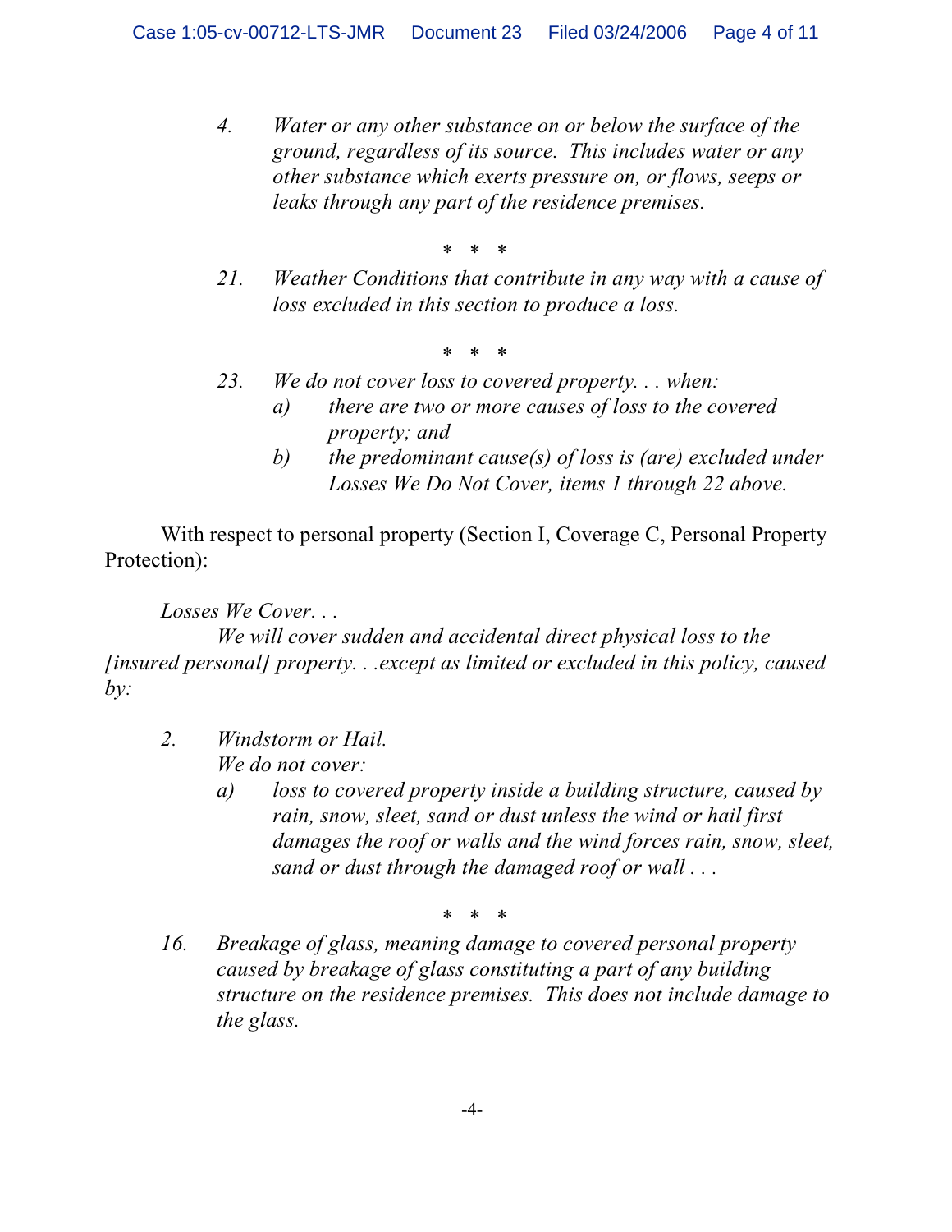> 4. *Water or any other substance on or below the surface of the ground, regardless of its source. This includes water or any other substance which exerts pressure on, or flows, seeps or leaks through any part of the residence premises.*
>
> \* \* \*
>
> 21. *Weather Conditions that contribute in any way with a cause of loss excluded in this section to produce a loss.*
>
> \* \* \*
>
> 23. *We do not cover loss to covered property. . . when:*
>     - a) *there are two or more causes of loss to the covered property; and*
>     - b) *the predominant cause(s) of loss is (are) excluded under Losses We Do Not Cover, items 1 through 22 above.*

With respect to personal property (Section I, Coverage C, Personal Property Protection):

> *Losses We Cover. . .*
>
> *We will cover sudden and accidental direct physical loss to the [insured personal] property. . .except as limited or excluded in this policy, caused by:*
>
> 2. *Windstorm or Hail.*
>    *We do not cover:*
>    - a) *loss to covered property inside a building structure, caused by rain, snow, sleet, sand or dust unless the wind or hail first damages the roof or walls and the wind forces rain, snow, sleet, sand or dust through the damaged roof or wall . . .*
>
> \* \* \*
>
> 16. *Breakage of glass, meaning damage to covered personal property caused by breakage of glass constituting a part of any building structure on the residence premises. This does not include damage to the glass.*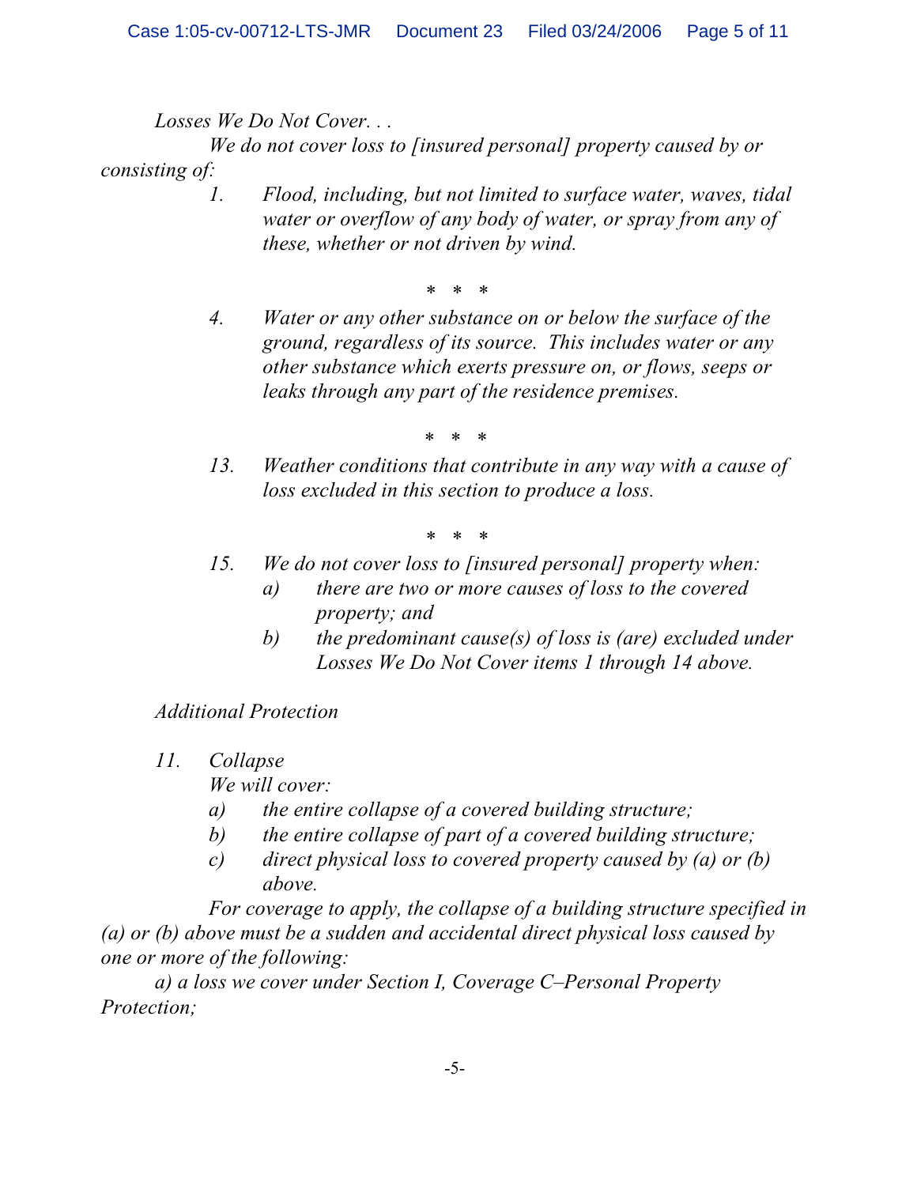*Losses We Do Not Cover. . .*

*We do not cover loss to [insured personal] property caused by or consisting of:*

1. *Flood, including, but not limited to surface water, waves, tidal water or overflow of any body of water, or spray from any of these, whether or not driven by wind.*

\* \* \*

4. *Water or any other substance on or below the surface of the ground, regardless of its source. This includes water or any other substance which exerts pressure on, or flows, seeps or leaks through any part of the residence premises.*

\* \* \*

13. *Weather conditions that contribute in any way with a cause of loss excluded in this section to produce a loss.*

\* \* \*

15. *We do not cover loss to [insured personal] property when:*
    - *a) there are two or more causes of loss to the covered property; and*
    - *b) the predominant cause(s) of loss is (are) excluded under Losses We Do Not Cover items 1 through 14 above.*

*Additional Protection*

11. *Collapse*

    *We will cover:*
    - *a) the entire collapse of a covered building structure;*
    - *b) the entire collapse of part of a covered building structure;*
    - *c) direct physical loss to covered property caused by (a) or (b) above.*

*For coverage to apply, the collapse of a building structure specified in (a) or (b) above must be a sudden and accidental direct physical loss caused by one or more of the following:*

*a) a loss we cover under Section I, Coverage C–Personal Property Protection;*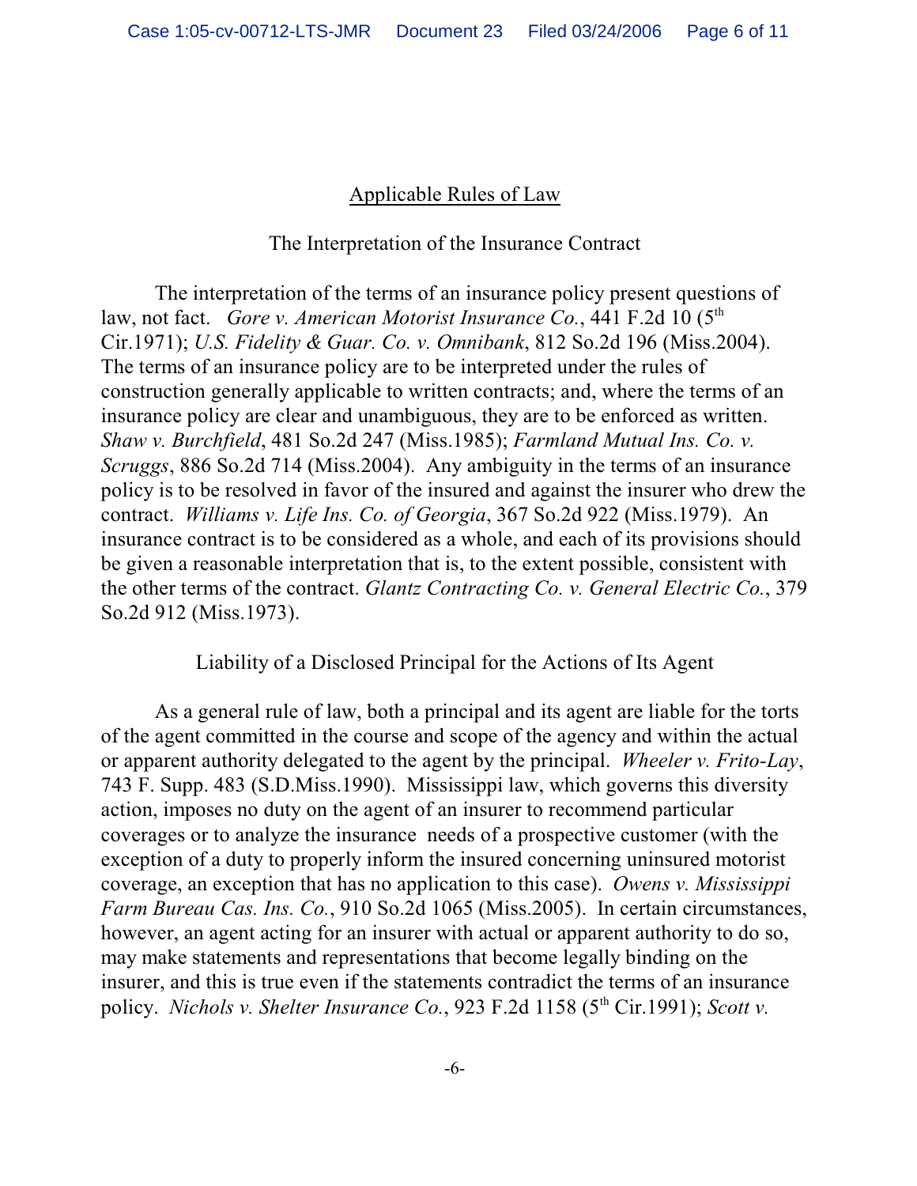## Applicable Rules of Law

### The Interpretation of the Insurance Contract

The interpretation of the terms of an insurance policy present questions of law, not fact. *Gore v. American Motorist Insurance Co.*, 441 F.2d 10 (5th Cir.1971); *U.S. Fidelity & Guar. Co. v. Omnibank*, 812 So.2d 196 (Miss.2004). The terms of an insurance policy are to be interpreted under the rules of construction generally applicable to written contracts; and, where the terms of an insurance policy are clear and unambiguous, they are to be enforced as written. *Shaw v. Burchfield*, 481 So.2d 247 (Miss.1985); *Farmland Mutual Ins. Co. v. Scruggs*, 886 So.2d 714 (Miss.2004). Any ambiguity in the terms of an insurance policy is to be resolved in favor of the insured and against the insurer who drew the contract. *Williams v. Life Ins. Co. of Georgia*, 367 So.2d 922 (Miss.1979). An insurance contract is to be considered as a whole, and each of its provisions should be given a reasonable interpretation that is, to the extent possible, consistent with the other terms of the contract. *Glantz Contracting Co. v. General Electric Co.*, 379 So.2d 912 (Miss.1973).

### Liability of a Disclosed Principal for the Actions of Its Agent

As a general rule of law, both a principal and its agent are liable for the torts of the agent committed in the course and scope of the agency and within the actual or apparent authority delegated to the agent by the principal. *Wheeler v. Frito-Lay*, 743 F. Supp. 483 (S.D.Miss.1990). Mississippi law, which governs this diversity action, imposes no duty on the agent of an insurer to recommend particular coverages or to analyze the insurance needs of a prospective customer (with the exception of a duty to properly inform the insured concerning uninsured motorist coverage, an exception that has no application to this case). *Owens v. Mississippi Farm Bureau Cas. Ins. Co.*, 910 So.2d 1065 (Miss.2005). In certain circumstances, however, an agent acting for an insurer with actual or apparent authority to do so, may make statements and representations that become legally binding on the insurer, and this is true even if the statements contradict the terms of an insurance policy. *Nichols v. Shelter Insurance Co.*, 923 F.2d 1158 (5th Cir.1991); *Scott v.*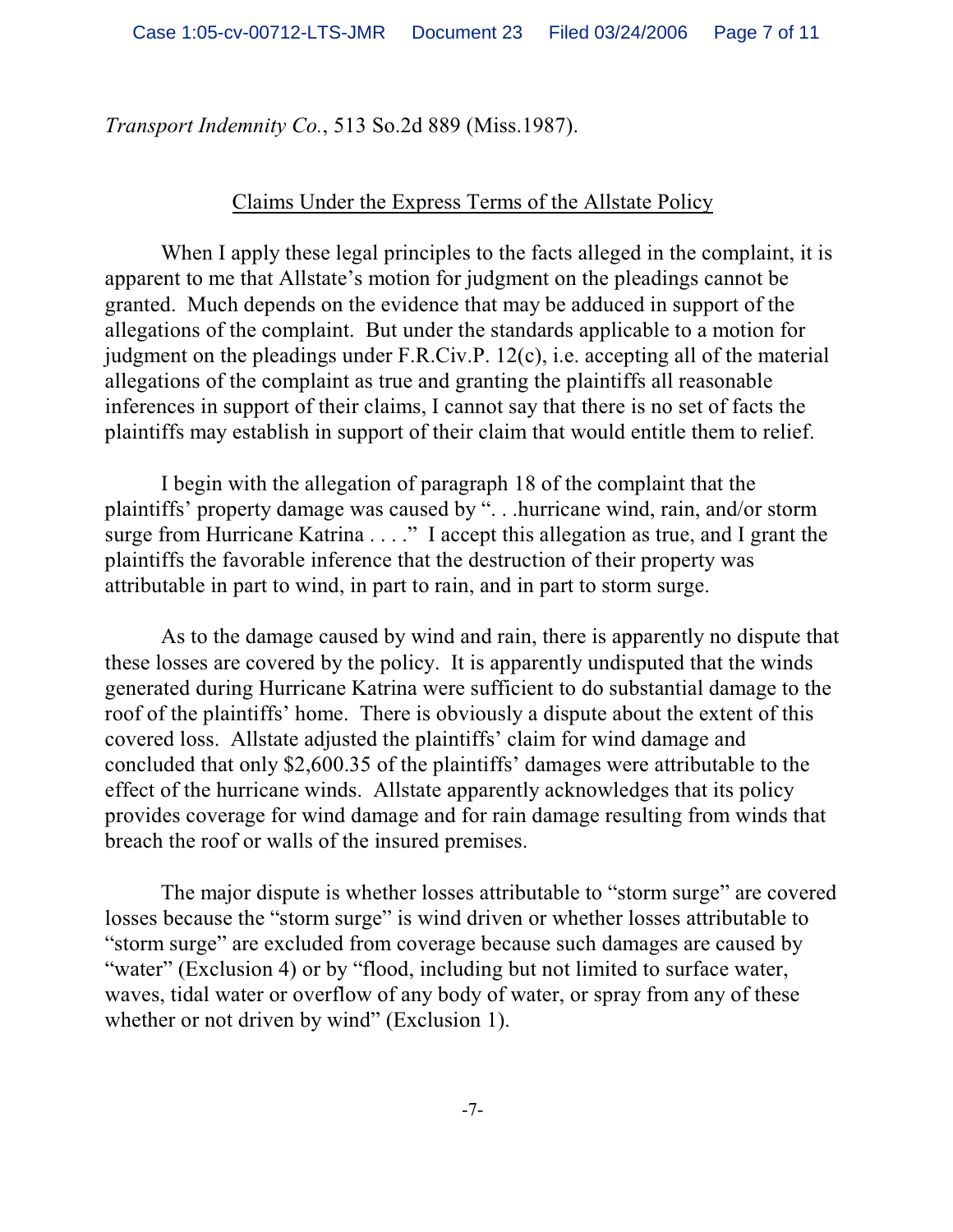*Transport Indemnity Co.*, 513 So.2d 889 (Miss.1987).

## Claims Under the Express Terms of the Allstate Policy

When I apply these legal principles to the facts alleged in the complaint, it is apparent to me that Allstate's motion for judgment on the pleadings cannot be granted. Much depends on the evidence that may be adduced in support of the allegations of the complaint. But under the standards applicable to a motion for judgment on the pleadings under F.R.Civ.P. 12(c), i.e. accepting all of the material allegations of the complaint as true and granting the plaintiffs all reasonable inferences in support of their claims, I cannot say that there is no set of facts the plaintiffs may establish in support of their claim that would entitle them to relief.

I begin with the allegation of paragraph 18 of the complaint that the plaintiffs' property damage was caused by ". . .hurricane wind, rain, and/or storm surge from Hurricane Katrina . . . ." I accept this allegation as true, and I grant the plaintiffs the favorable inference that the destruction of their property was attributable in part to wind, in part to rain, and in part to storm surge.

As to the damage caused by wind and rain, there is apparently no dispute that these losses are covered by the policy. It is apparently undisputed that the winds generated during Hurricane Katrina were sufficient to do substantial damage to the roof of the plaintiffs' home. There is obviously a dispute about the extent of this covered loss. Allstate adjusted the plaintiffs' claim for wind damage and concluded that only $2,600.35 of the plaintiffs' damages were attributable to the effect of the hurricane winds. Allstate apparently acknowledges that its policy provides coverage for wind damage and for rain damage resulting from winds that breach the roof or walls of the insured premises.

The major dispute is whether losses attributable to "storm surge" are covered losses because the "storm surge" is wind driven or whether losses attributable to "storm surge" are excluded from coverage because such damages are caused by "water" (Exclusion 4) or by "flood, including but not limited to surface water, waves, tidal water or overflow of any body of water, or spray from any of these whether or not driven by wind" (Exclusion 1).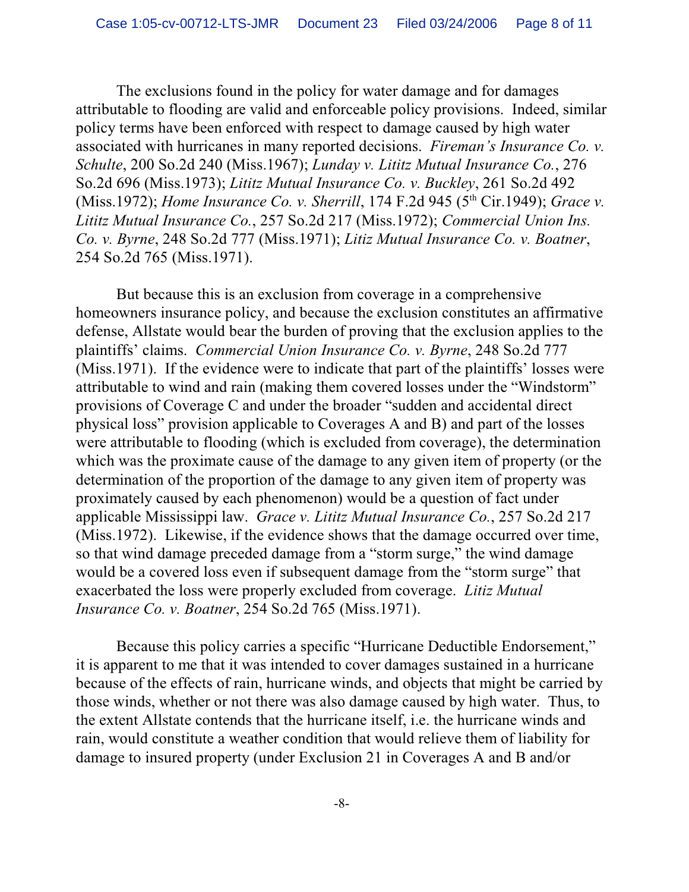The exclusions found in the policy for water damage and for damages attributable to flooding are valid and enforceable policy provisions. Indeed, similar policy terms have been enforced with respect to damage caused by high water associated with hurricanes in many reported decisions. *Fireman's Insurance Co. v. Schulte*, 200 So.2d 240 (Miss.1967); *Lunday v. Lititz Mutual Insurance Co.*, 276 So.2d 696 (Miss.1973); *Lititz Mutual Insurance Co. v. Buckley*, 261 So.2d 492 (Miss.1972); *Home Insurance Co. v. Sherrill*, 174 F.2d 945 (5th Cir.1949); *Grace v. Lititz Mutual Insurance Co.*, 257 So.2d 217 (Miss.1972); *Commercial Union Ins. Co. v. Byrne*, 248 So.2d 777 (Miss.1971); *Litiz Mutual Insurance Co. v. Boatner*, 254 So.2d 765 (Miss.1971).

But because this is an exclusion from coverage in a comprehensive homeowners insurance policy, and because the exclusion constitutes an affirmative defense, Allstate would bear the burden of proving that the exclusion applies to the plaintiffs' claims. *Commercial Union Insurance Co. v. Byrne*, 248 So.2d 777 (Miss.1971). If the evidence were to indicate that part of the plaintiffs' losses were attributable to wind and rain (making them covered losses under the "Windstorm" provisions of Coverage C and under the broader "sudden and accidental direct physical loss" provision applicable to Coverages A and B) and part of the losses were attributable to flooding (which is excluded from coverage), the determination which was the proximate cause of the damage to any given item of property (or the determination of the proportion of the damage to any given item of property was proximately caused by each phenomenon) would be a question of fact under applicable Mississippi law. *Grace v. Lititz Mutual Insurance Co.*, 257 So.2d 217 (Miss.1972). Likewise, if the evidence shows that the damage occurred over time, so that wind damage preceded damage from a "storm surge," the wind damage would be a covered loss even if subsequent damage from the "storm surge" that exacerbated the loss were properly excluded from coverage. *Litiz Mutual Insurance Co. v. Boatner*, 254 So.2d 765 (Miss.1971).

Because this policy carries a specific "Hurricane Deductible Endorsement," it is apparent to me that it was intended to cover damages sustained in a hurricane because of the effects of rain, hurricane winds, and objects that might be carried by those winds, whether or not there was also damage caused by high water. Thus, to the extent Allstate contends that the hurricane itself, i.e. the hurricane winds and rain, would constitute a weather condition that would relieve them of liability for damage to insured property (under Exclusion 21 in Coverages A and B and/or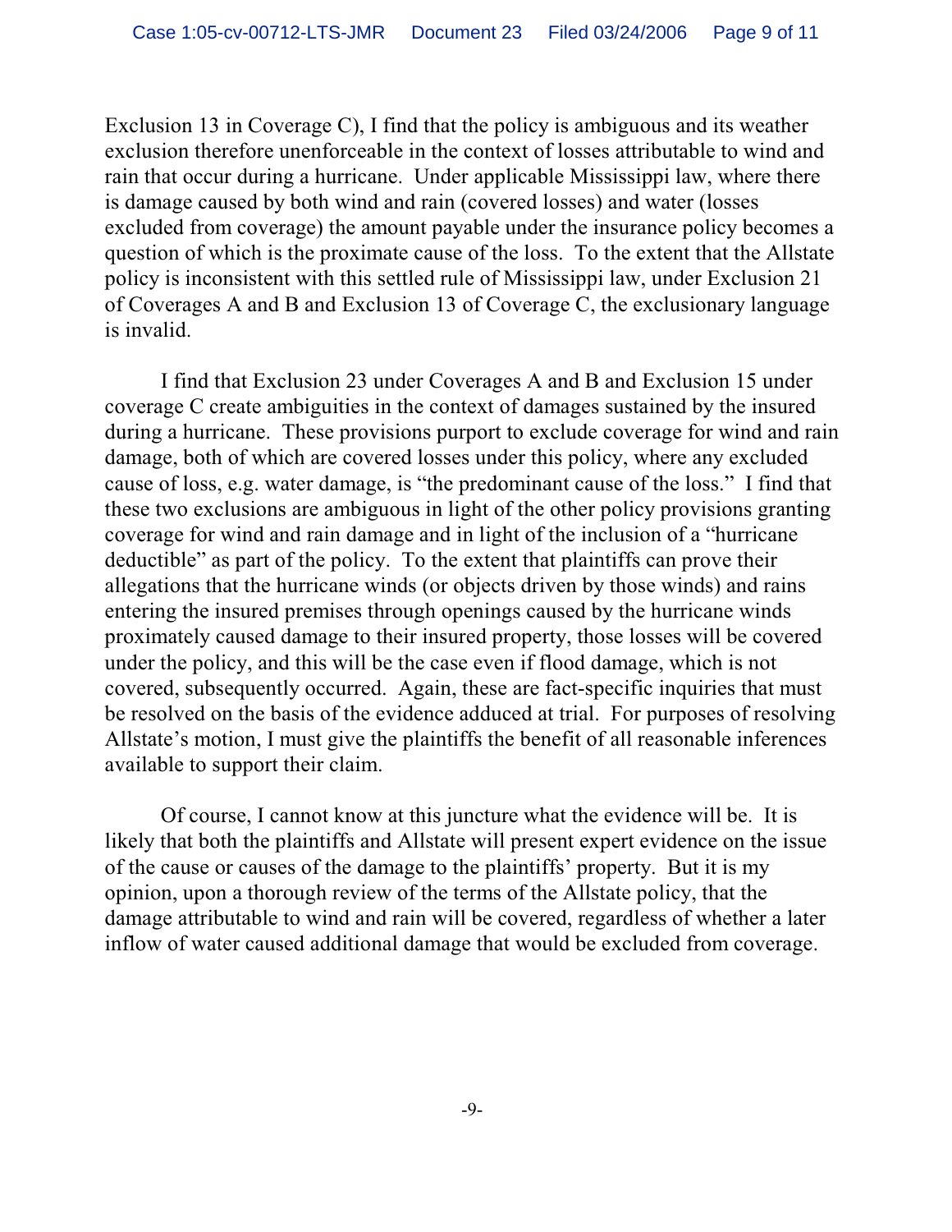Exclusion 13 in Coverage C), I find that the policy is ambiguous and its weather exclusion therefore unenforceable in the context of losses attributable to wind and rain that occur during a hurricane. Under applicable Mississippi law, where there is damage caused by both wind and rain (covered losses) and water (losses excluded from coverage) the amount payable under the insurance policy becomes a question of which is the proximate cause of the loss. To the extent that the Allstate policy is inconsistent with this settled rule of Mississippi law, under Exclusion 21 of Coverages A and B and Exclusion 13 of Coverage C, the exclusionary language is invalid.

I find that Exclusion 23 under Coverages A and B and Exclusion 15 under coverage C create ambiguities in the context of damages sustained by the insured during a hurricane. These provisions purport to exclude coverage for wind and rain damage, both of which are covered losses under this policy, where any excluded cause of loss, e.g. water damage, is "the predominant cause of the loss." I find that these two exclusions are ambiguous in light of the other policy provisions granting coverage for wind and rain damage and in light of the inclusion of a "hurricane deductible" as part of the policy. To the extent that plaintiffs can prove their allegations that the hurricane winds (or objects driven by those winds) and rains entering the insured premises through openings caused by the hurricane winds proximately caused damage to their insured property, those losses will be covered under the policy, and this will be the case even if flood damage, which is not covered, subsequently occurred. Again, these are fact-specific inquiries that must be resolved on the basis of the evidence adduced at trial. For purposes of resolving Allstate's motion, I must give the plaintiffs the benefit of all reasonable inferences available to support their claim.

Of course, I cannot know at this juncture what the evidence will be. It is likely that both the plaintiffs and Allstate will present expert evidence on the issue of the cause or causes of the damage to the plaintiffs' property. But it is my opinion, upon a thorough review of the terms of the Allstate policy, that the damage attributable to wind and rain will be covered, regardless of whether a later inflow of water caused additional damage that would be excluded from coverage.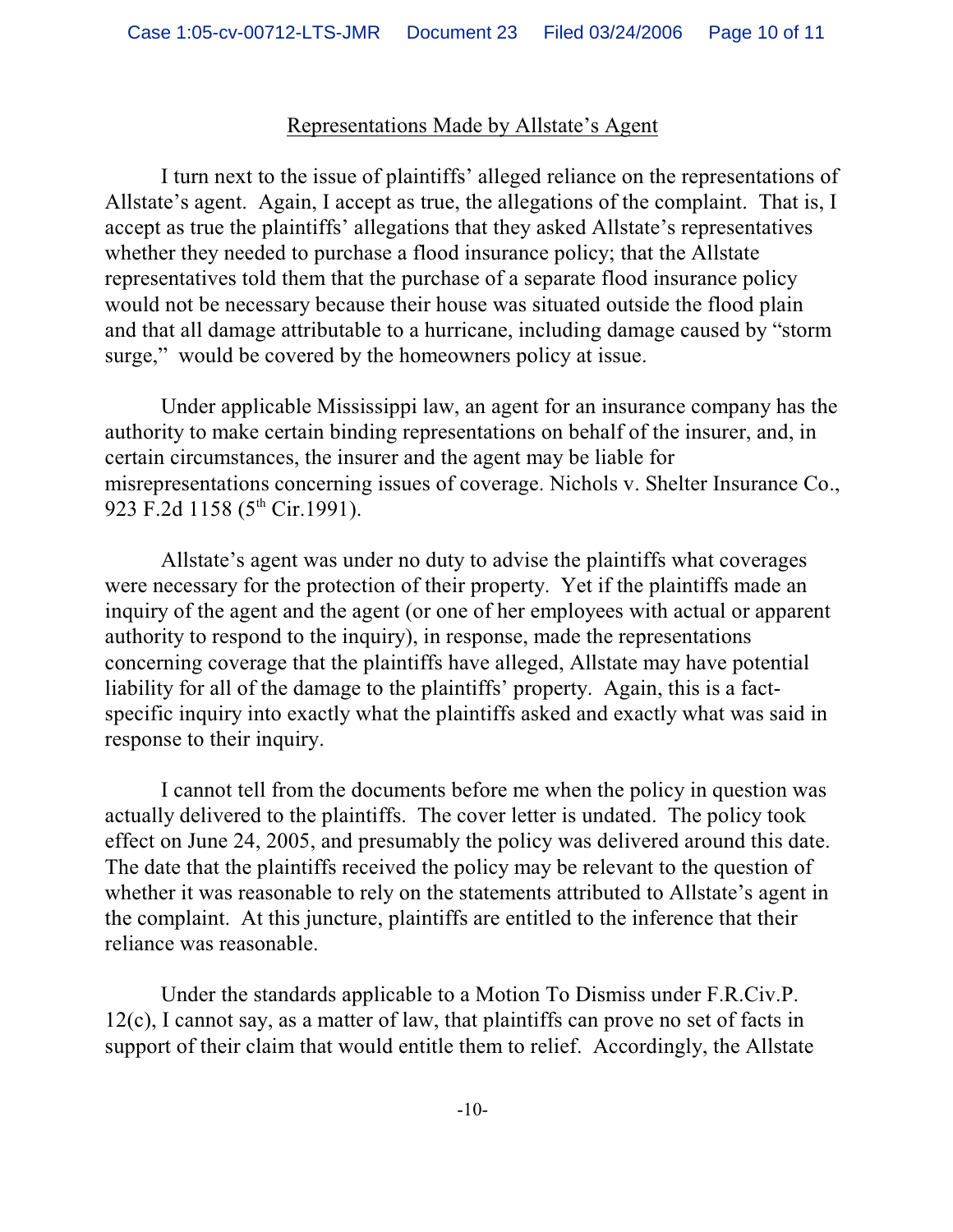## Representations Made by Allstate's Agent

I turn next to the issue of plaintiffs' alleged reliance on the representations of Allstate's agent. Again, I accept as true, the allegations of the complaint. That is, I accept as true the plaintiffs' allegations that they asked Allstate's representatives whether they needed to purchase a flood insurance policy; that the Allstate representatives told them that the purchase of a separate flood insurance policy would not be necessary because their house was situated outside the flood plain and that all damage attributable to a hurricane, including damage caused by "storm surge," would be covered by the homeowners policy at issue.

Under applicable Mississippi law, an agent for an insurance company has the authority to make certain binding representations on behalf of the insurer, and, in certain circumstances, the insurer and the agent may be liable for misrepresentations concerning issues of coverage. Nichols v. Shelter Insurance Co., 923 F.2d 1158 (5th Cir.1991).

Allstate's agent was under no duty to advise the plaintiffs what coverages were necessary for the protection of their property. Yet if the plaintiffs made an inquiry of the agent and the agent (or one of her employees with actual or apparent authority to respond to the inquiry), in response, made the representations concerning coverage that the plaintiffs have alleged, Allstate may have potential liability for all of the damage to the plaintiffs' property. Again, this is a fact-specific inquiry into exactly what the plaintiffs asked and exactly what was said in response to their inquiry.

I cannot tell from the documents before me when the policy in question was actually delivered to the plaintiffs. The cover letter is undated. The policy took effect on June 24, 2005, and presumably the policy was delivered around this date. The date that the plaintiffs received the policy may be relevant to the question of whether it was reasonable to rely on the statements attributed to Allstate's agent in the complaint. At this juncture, plaintiffs are entitled to the inference that their reliance was reasonable.

Under the standards applicable to a Motion To Dismiss under F.R.Civ.P. 12(c), I cannot say, as a matter of law, that plaintiffs can prove no set of facts in support of their claim that would entitle them to relief. Accordingly, the Allstate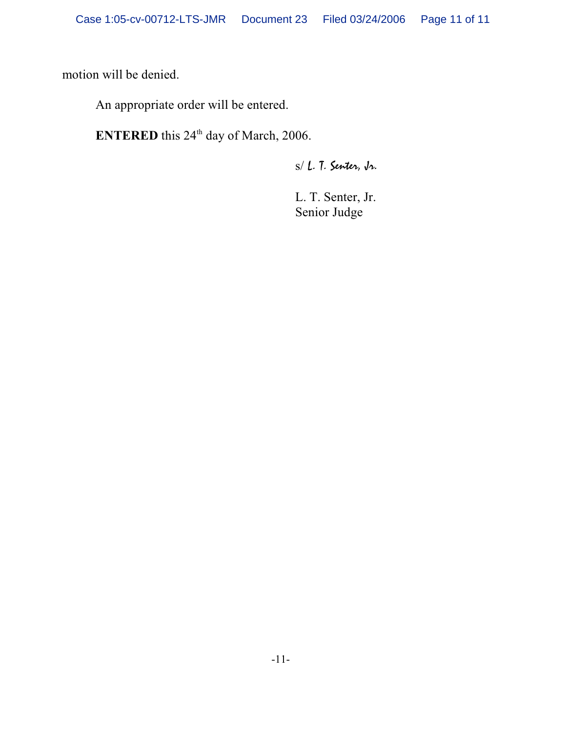motion will be denied.

An appropriate order will be entered.

**ENTERED** this 24th day of March, 2006.

s/ *L. T. Senter, Jr.*

L. T. Senter, Jr.
Senior Judge